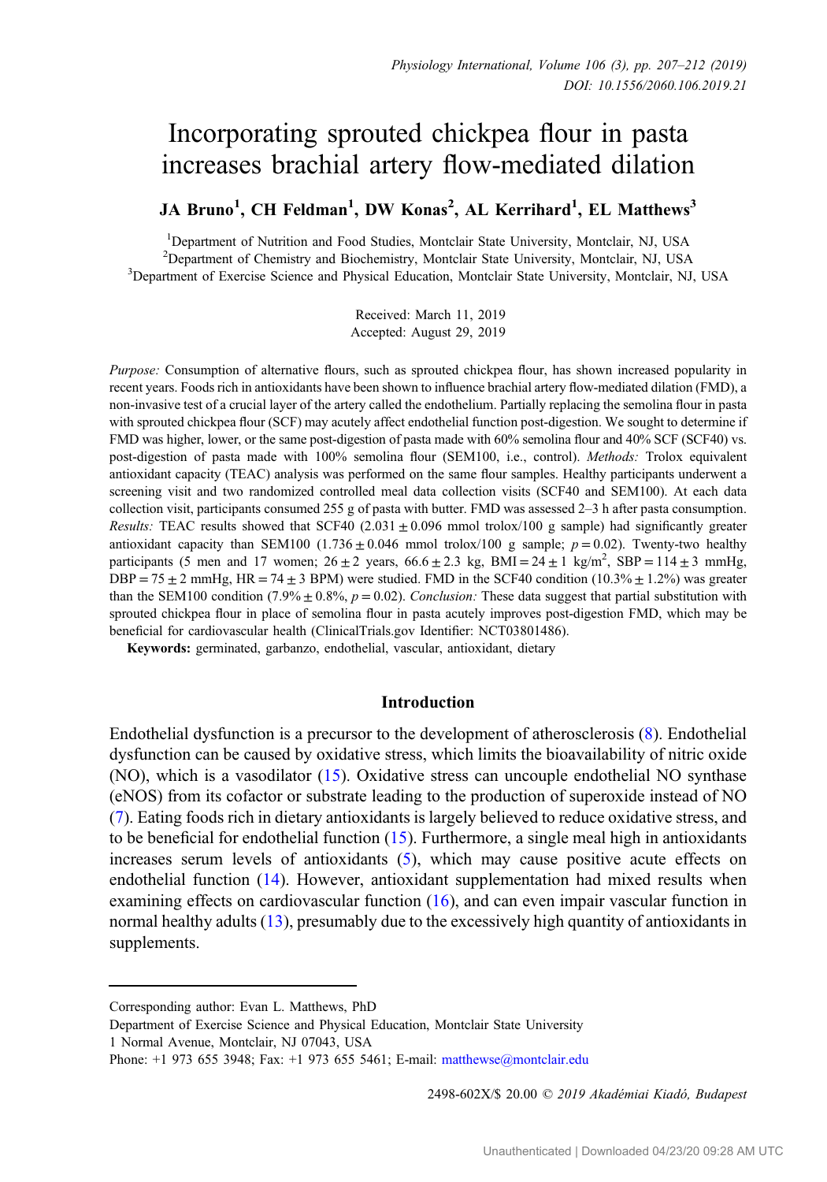# Incorporating sprouted chickpea flour in pasta increases brachial artery flow-mediated dilation

**JA Bruno[1], CH Feldman[1], DW Konas[2], AL Kerrihard[1], EL Matthews[3]**

[1]Department of Nutrition and Food Studies, Montclair State University, Montclair, NJ, USA
[2]Department of Chemistry and Biochemistry, Montclair State University, Montclair, NJ, USA
[3]Department of Exercise Science and Physical Education, Montclair State University, Montclair, NJ, USA

Received: March 11, 2019
Accepted: August 29, 2019

*Purpose:* Consumption of alternative flours, such as sprouted chickpea flour, has shown increased popularity in recent years. Foods rich in antioxidants have been shown to influence brachial artery flow-mediated dilation (FMD), a non-invasive test of a crucial layer of the artery called the endothelium. Partially replacing the semolina flour in pasta with sprouted chickpea flour (SCF) may acutely affect endothelial function post-digestion. We sought to determine if FMD was higher, lower, or the same post-digestion of pasta made with 60% semolina flour and 40% SCF (SCF40) vs. post-digestion of pasta made with 100% semolina flour (SEM100, i.e., control). *Methods:* Trolox equivalent antioxidant capacity (TEAC) analysis was performed on the same flour samples. Healthy participants underwent a screening visit and two randomized controlled meal data collection visits (SCF40 and SEM100). At each data collection visit, participants consumed 255 g of pasta with butter. FMD was assessed 2–3 h after pasta consumption. *Results:* TEAC results showed that SCF40 ($2.031 \pm 0.096$ mmol trolox/100 g sample) had significantly greater antioxidant capacity than SEM100 ($1.736 \pm 0.046$ mmol trolox/100 g sample; $p = 0.02$). Twenty-two healthy participants (5 men and 17 women; $26 \pm 2$ years, $66.6 \pm 2.3$ kg, BMI = $24 \pm 1$ kg/m$^2$, SBP = $114 \pm 3$ mmHg, DBP = $75 \pm 2$ mmHg, HR = $74 \pm 3$ BPM) were studied. FMD in the SCF40 condition ($10.3\% \pm 1.2\%$) was greater than the SEM100 condition ($7.9\% \pm 0.8\%$, $p = 0.02$). *Conclusion:* These data suggest that partial substitution with sprouted chickpea flour in place of semolina flour in pasta acutely improves post-digestion FMD, which may be beneficial for cardiovascular health (ClinicalTrials.gov Identifier: NCT03801486).

**Keywords:** germinated, garbanzo, endothelial, vascular, antioxidant, dietary

## Introduction

Endothelial dysfunction is a precursor to the development of atherosclerosis (8). Endothelial dysfunction can be caused by oxidative stress, which limits the bioavailability of nitric oxide (NO), which is a vasodilator (15). Oxidative stress can uncouple endothelial NO synthase (eNOS) from its cofactor or substrate leading to the production of superoxide instead of NO (7). Eating foods rich in dietary antioxidants is largely believed to reduce oxidative stress, and to be beneficial for endothelial function (15). Furthermore, a single meal high in antioxidants increases serum levels of antioxidants (5), which may cause positive acute effects on endothelial function (14). However, antioxidant supplementation had mixed results when examining effects on cardiovascular function (16), and can even impair vascular function in normal healthy adults (13), presumably due to the excessively high quantity of antioxidants in supplements.

---

Corresponding author: Evan L. Matthews, PhD
Department of Exercise Science and Physical Education, Montclair State University
1 Normal Avenue, Montclair, NJ 07043, USA
Phone: +1 973 655 3948; Fax: +1 973 655 5461; E-mail: matthewse@montclair.edu

2498-602X/$ 20.00 © 2019 Akadémiai Kiadó, Budapest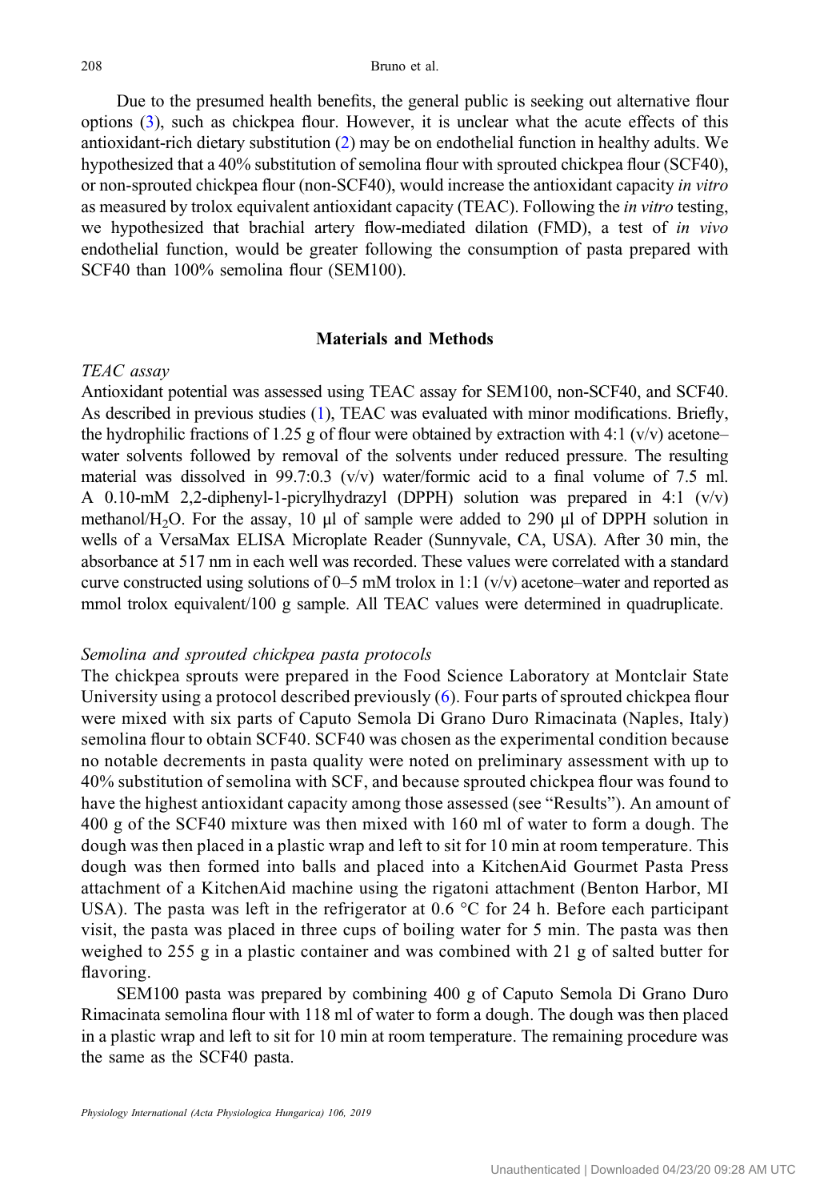Due to the presumed health benefits, the general public is seeking out alternative flour options (3), such as chickpea flour. However, it is unclear what the acute effects of this antioxidant-rich dietary substitution (2) may be on endothelial function in healthy adults. We hypothesized that a 40% substitution of semolina flour with sprouted chickpea flour (SCF40), or non-sprouted chickpea flour (non-SCF40), would increase the antioxidant capacity *in vitro* as measured by trolox equivalent antioxidant capacity (TEAC). Following the *in vitro* testing, we hypothesized that brachial artery flow-mediated dilation (FMD), a test of *in vivo* endothelial function, would be greater following the consumption of pasta prepared with SCF40 than 100% semolina flour (SEM100).

## Materials and Methods

### *TEAC assay*

Antioxidant potential was assessed using TEAC assay for SEM100, non-SCF40, and SCF40. As described in previous studies (1), TEAC was evaluated with minor modifications. Briefly, the hydrophilic fractions of 1.25 g of flour were obtained by extraction with 4:1 (v/v) acetone–water solvents followed by removal of the solvents under reduced pressure. The resulting material was dissolved in 99.7:0.3 (v/v) water/formic acid to a final volume of 7.5 ml. A 0.10-mM 2,2-diphenyl-1-picrylhydrazyl (DPPH) solution was prepared in 4:1 (v/v) methanol/$H_2O$. For the assay, 10 μl of sample were added to 290 μl of DPPH solution in wells of a VersaMax ELISA Microplate Reader (Sunnyvale, CA, USA). After 30 min, the absorbance at 517 nm in each well was recorded. These values were correlated with a standard curve constructed using solutions of 0–5 mM trolox in 1:1 (v/v) acetone–water and reported as mmol trolox equivalent/100 g sample. All TEAC values were determined in quadruplicate.

### *Semolina and sprouted chickpea pasta protocols*

The chickpea sprouts were prepared in the Food Science Laboratory at Montclair State University using a protocol described previously (6). Four parts of sprouted chickpea flour were mixed with six parts of Caputo Semola Di Grano Duro Rimacinata (Naples, Italy) semolina flour to obtain SCF40. SCF40 was chosen as the experimental condition because no notable decrements in pasta quality were noted on preliminary assessment with up to 40% substitution of semolina with SCF, and because sprouted chickpea flour was found to have the highest antioxidant capacity among those assessed (see "Results"). An amount of 400 g of the SCF40 mixture was then mixed with 160 ml of water to form a dough. The dough was then placed in a plastic wrap and left to sit for 10 min at room temperature. This dough was then formed into balls and placed into a KitchenAid Gourmet Pasta Press attachment of a KitchenAid machine using the rigatoni attachment (Benton Harbor, MI USA). The pasta was left in the refrigerator at 0.6 °C for 24 h. Before each participant visit, the pasta was placed in three cups of boiling water for 5 min. The pasta was then weighed to 255 g in a plastic container and was combined with 21 g of salted butter for flavoring.

SEM100 pasta was prepared by combining 400 g of Caputo Semola Di Grano Duro Rimacinata semolina flour with 118 ml of water to form a dough. The dough was then placed in a plastic wrap and left to sit for 10 min at room temperature. The remaining procedure was the same as the SCF40 pasta.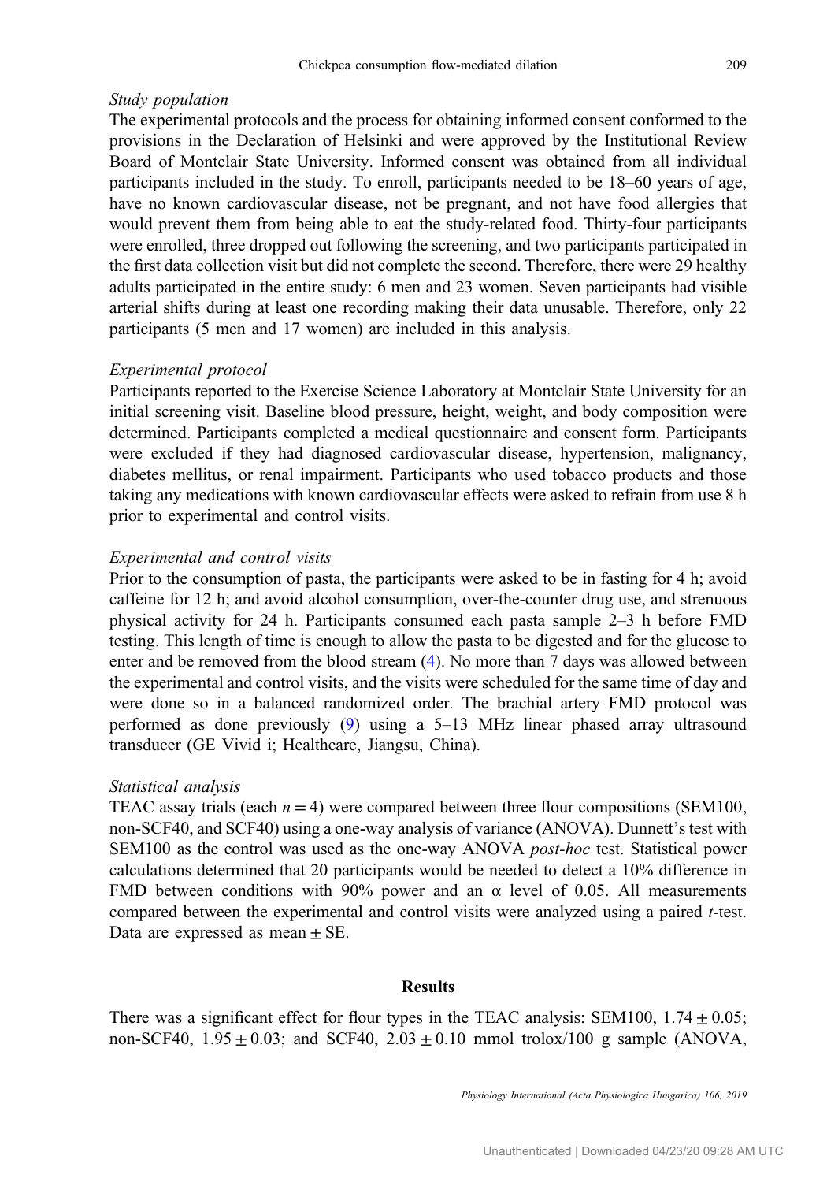### *Study population*

The experimental protocols and the process for obtaining informed consent conformed to the provisions in the Declaration of Helsinki and were approved by the Institutional Review Board of Montclair State University. Informed consent was obtained from all individual participants included in the study. To enroll, participants needed to be 18–60 years of age, have no known cardiovascular disease, not be pregnant, and not have food allergies that would prevent them from being able to eat the study-related food. Thirty-four participants were enrolled, three dropped out following the screening, and two participants participated in the first data collection visit but did not complete the second. Therefore, there were 29 healthy adults participated in the entire study: 6 men and 23 women. Seven participants had visible arterial shifts during at least one recording making their data unusable. Therefore, only 22 participants (5 men and 17 women) are included in this analysis.

### *Experimental protocol*

Participants reported to the Exercise Science Laboratory at Montclair State University for an initial screening visit. Baseline blood pressure, height, weight, and body composition were determined. Participants completed a medical questionnaire and consent form. Participants were excluded if they had diagnosed cardiovascular disease, hypertension, malignancy, diabetes mellitus, or renal impairment. Participants who used tobacco products and those taking any medications with known cardiovascular effects were asked to refrain from use 8 h prior to experimental and control visits.

### *Experimental and control visits*

Prior to the consumption of pasta, the participants were asked to be in fasting for 4 h; avoid caffeine for 12 h; and avoid alcohol consumption, over-the-counter drug use, and strenuous physical activity for 24 h. Participants consumed each pasta sample 2–3 h before FMD testing. This length of time is enough to allow the pasta to be digested and for the glucose to enter and be removed from the blood stream (4). No more than 7 days was allowed between the experimental and control visits, and the visits were scheduled for the same time of day and were done so in a balanced randomized order. The brachial artery FMD protocol was performed as done previously (9) using a 5–13 MHz linear phased array ultrasound transducer (GE Vivid i; Healthcare, Jiangsu, China).

### *Statistical analysis*

TEAC assay trials (each $n = 4$) were compared between three flour compositions (SEM100, non-SCF40, and SCF40) using a one-way analysis of variance (ANOVA). Dunnett's test with SEM100 as the control was used as the one-way ANOVA *post-hoc* test. Statistical power calculations determined that 20 participants would be needed to detect a 10% difference in FMD between conditions with 90% power and an $\alpha$ level of 0.05. All measurements compared between the experimental and control visits were analyzed using a paired *t*-test. Data are expressed as mean $\pm$ SE.

## Results

There was a significant effect for flour types in the TEAC analysis: SEM100, $1.74 \pm 0.05$; non-SCF40, $1.95 \pm 0.03$; and SCF40, $2.03 \pm 0.10$ mmol trolox/100 g sample (ANOVA,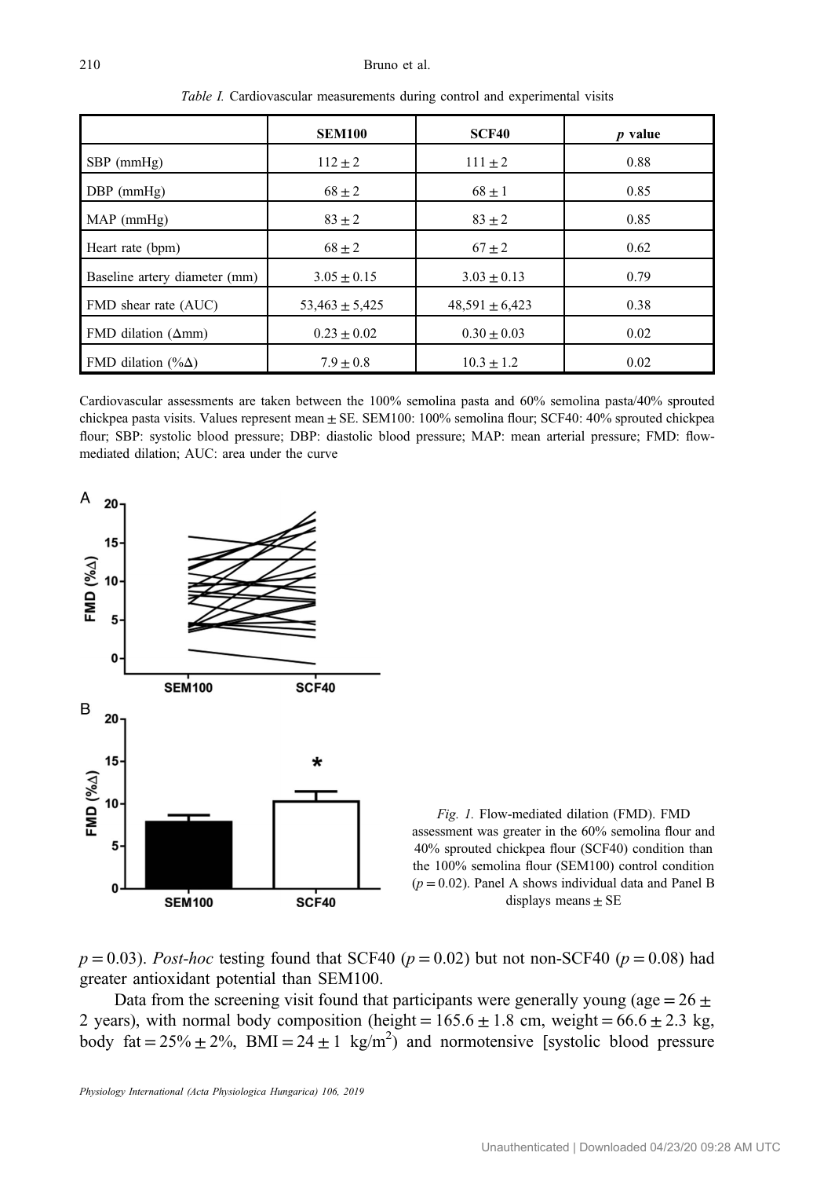*Table I.* Cardiovascular measurements during control and experimental visits

| | SEM100 | SCF40 | *p* value |
|---|---|---|---|
| SBP (mmHg) | 112 ± 2 | 111 ± 2 | 0.88 |
| DBP (mmHg) | 68 ± 2 | 68 ± 1 | 0.85 |
| MAP (mmHg) | 83 ± 2 | 83 ± 2 | 0.85 |
| Heart rate (bpm) | 68 ± 2 | 67 ± 2 | 0.62 |
| Baseline artery diameter (mm) | 3.05 ± 0.15 | 3.03 ± 0.13 | 0.79 |
| FMD shear rate (AUC) | 53,463 ± 5,425 | 48,591 ± 6,423 | 0.38 |
| FMD dilation (Δmm) | 0.23 ± 0.02 | 0.30 ± 0.03 | 0.02 |
| FMD dilation (%Δ) | 7.9 ± 0.8 | 10.3 ± 1.2 | 0.02 |

Cardiovascular assessments are taken between the 100% semolina pasta and 60% semolina pasta/40% sprouted chickpea pasta visits. Values represent mean ± SE. SEM100: 100% semolina flour; SCF40: 40% sprouted chickpea flour; SBP: systolic blood pressure; DBP: diastolic blood pressure; MAP: mean arterial pressure; FMD: flow-mediated dilation; AUC: area under the curve

*Fig. 1.* Flow-mediated dilation (FMD). FMD assessment was greater in the 60% semolina flour and 40% sprouted chickpea flour (SCF40) condition than the 100% semolina flour (SEM100) control condition ($p = 0.02$). Panel A shows individual data and Panel B displays means ± SE

$p = 0.03$). *Post-hoc* testing found that SCF40 ($p = 0.02$) but not non-SCF40 ($p = 0.08$) had greater antioxidant potential than SEM100.

Data from the screening visit found that participants were generally young (age = 26 ± 2 years), with normal body composition (height = 165.6 ± 1.8 cm, weight = 66.6 ± 2.3 kg, body fat = 25% ± 2%, BMI = 24 ± 1 kg/m$^2$) and normotensive [systolic blood pressure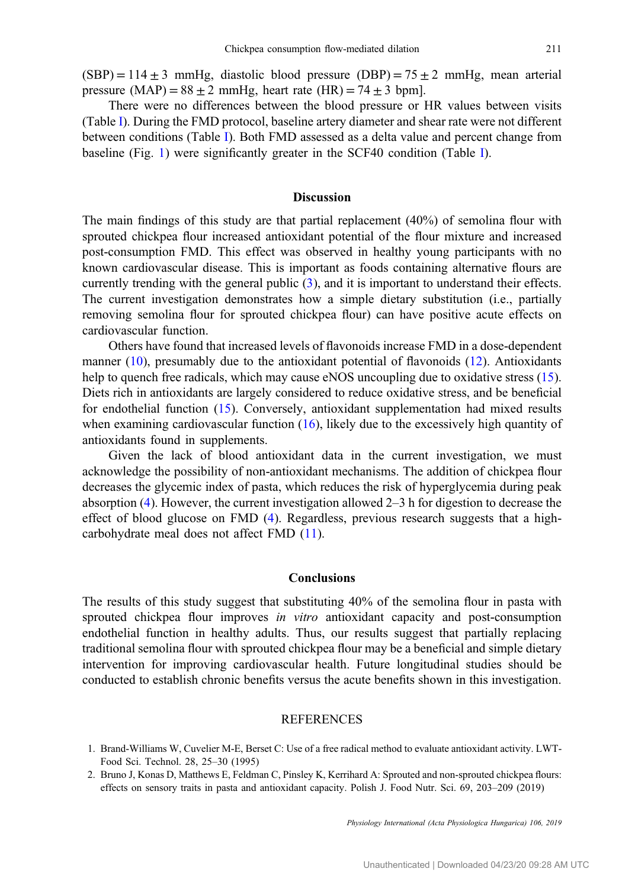(SBP) = 114 ± 3 mmHg, diastolic blood pressure (DBP) = 75 ± 2 mmHg, mean arterial pressure (MAP) = 88 ± 2 mmHg, heart rate (HR) = 74 ± 3 bpm].

There were no differences between the blood pressure or HR values between visits (Table I). During the FMD protocol, baseline artery diameter and shear rate were not different between conditions (Table I). Both FMD assessed as a delta value and percent change from baseline (Fig. 1) were significantly greater in the SCF40 condition (Table I).

## Discussion

The main findings of this study are that partial replacement (40%) of semolina flour with sprouted chickpea flour increased antioxidant potential of the flour mixture and increased post-consumption FMD. This effect was observed in healthy young participants with no known cardiovascular disease. This is important as foods containing alternative flours are currently trending with the general public (3), and it is important to understand their effects. The current investigation demonstrates how a simple dietary substitution (i.e., partially removing semolina flour for sprouted chickpea flour) can have positive acute effects on cardiovascular function.

Others have found that increased levels of flavonoids increase FMD in a dose-dependent manner (10), presumably due to the antioxidant potential of flavonoids (12). Antioxidants help to quench free radicals, which may cause eNOS uncoupling due to oxidative stress (15). Diets rich in antioxidants are largely considered to reduce oxidative stress, and be beneficial for endothelial function (15). Conversely, antioxidant supplementation had mixed results when examining cardiovascular function (16), likely due to the excessively high quantity of antioxidants found in supplements.

Given the lack of blood antioxidant data in the current investigation, we must acknowledge the possibility of non-antioxidant mechanisms. The addition of chickpea flour decreases the glycemic index of pasta, which reduces the risk of hyperglycemia during peak absorption (4). However, the current investigation allowed 2–3 h for digestion to decrease the effect of blood glucose on FMD (4). Regardless, previous research suggests that a high-carbohydrate meal does not affect FMD (11).

## Conclusions

The results of this study suggest that substituting 40% of the semolina flour in pasta with sprouted chickpea flour improves *in vitro* antioxidant capacity and post-consumption endothelial function in healthy adults. Thus, our results suggest that partially replacing traditional semolina flour with sprouted chickpea flour may be a beneficial and simple dietary intervention for improving cardiovascular health. Future longitudinal studies should be conducted to establish chronic benefits versus the acute benefits shown in this investigation.

## REFERENCES

1. Brand-Williams W, Cuvelier M-E, Berset C: Use of a free radical method to evaluate antioxidant activity. LWT-Food Sci. Technol. 28, 25–30 (1995)
2. Bruno J, Konas D, Matthews E, Feldman C, Pinsley K, Kerrihard A: Sprouted and non-sprouted chickpea flours: effects on sensory traits in pasta and antioxidant capacity. Polish J. Food Nutr. Sci. 69, 203–209 (2019)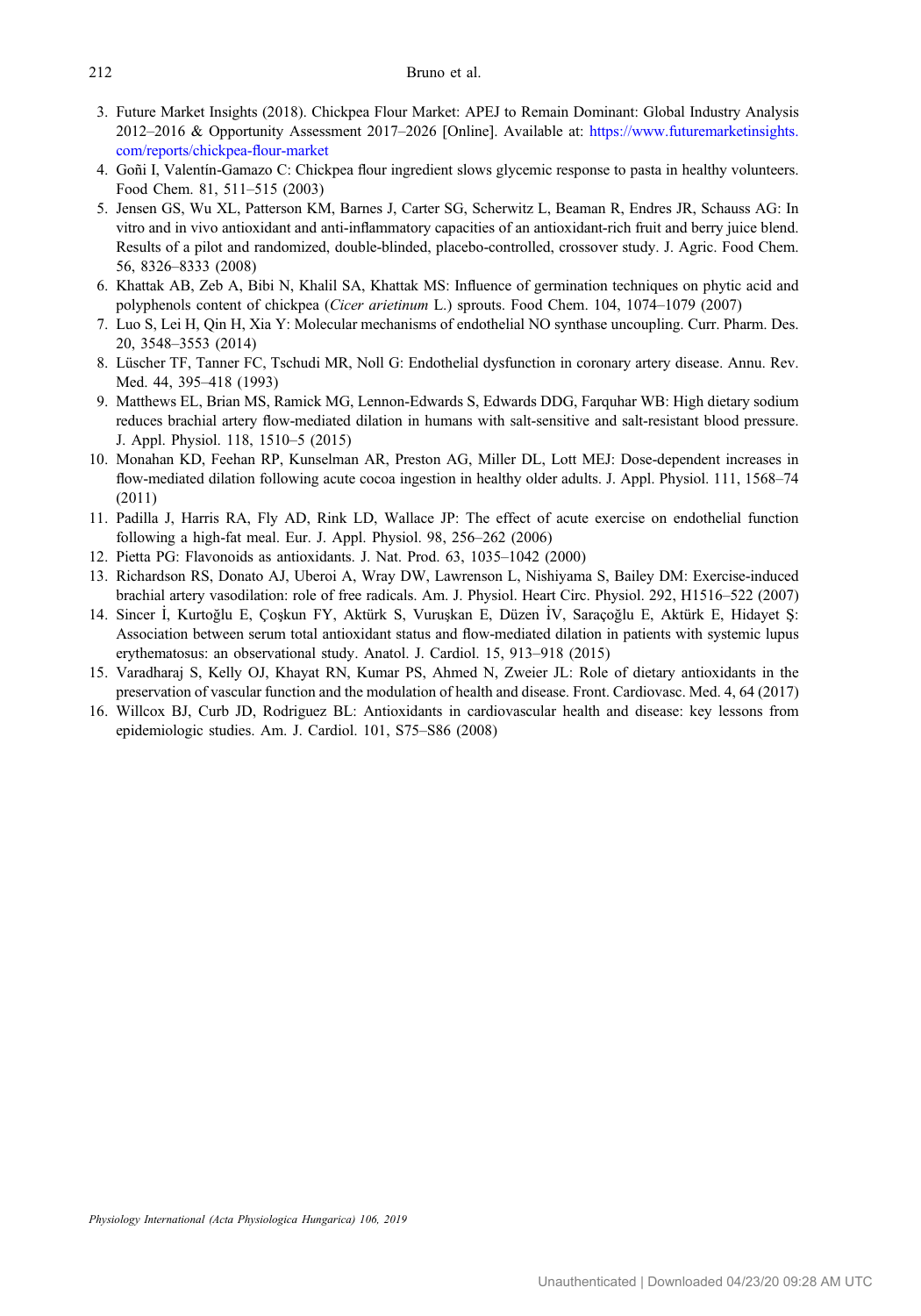3. Future Market Insights (2018). Chickpea Flour Market: APEJ to Remain Dominant: Global Industry Analysis 2012–2016 & Opportunity Assessment 2017–2026 [Online]. Available at: https://www.futuremarketinsights.com/reports/chickpea-flour-market
4. Goñi I, Valentín-Gamazo C: Chickpea flour ingredient slows glycemic response to pasta in healthy volunteers. Food Chem. 81, 511–515 (2003)
5. Jensen GS, Wu XL, Patterson KM, Barnes J, Carter SG, Scherwitz L, Beaman R, Endres JR, Schauss AG: In vitro and in vivo antioxidant and anti-inflammatory capacities of an antioxidant-rich fruit and berry juice blend. Results of a pilot and randomized, double-blinded, placebo-controlled, crossover study. J. Agric. Food Chem. 56, 8326–8333 (2008)
6. Khattak AB, Zeb A, Bibi N, Khalil SA, Khattak MS: Influence of germination techniques on phytic acid and polyphenols content of chickpea (*Cicer arietinum* L.) sprouts. Food Chem. 104, 1074–1079 (2007)
7. Luo S, Lei H, Qin H, Xia Y: Molecular mechanisms of endothelial NO synthase uncoupling. Curr. Pharm. Des. 20, 3548–3553 (2014)
8. Lüscher TF, Tanner FC, Tschudi MR, Noll G: Endothelial dysfunction in coronary artery disease. Annu. Rev. Med. 44, 395–418 (1993)
9. Matthews EL, Brian MS, Ramick MG, Lennon-Edwards S, Edwards DDG, Farquhar WB: High dietary sodium reduces brachial artery flow-mediated dilation in humans with salt-sensitive and salt-resistant blood pressure. J. Appl. Physiol. 118, 1510–5 (2015)
10. Monahan KD, Feehan RP, Kunselman AR, Preston AG, Miller DL, Lott MEJ: Dose-dependent increases in flow-mediated dilation following acute cocoa ingestion in healthy older adults. J. Appl. Physiol. 111, 1568–74 (2011)
11. Padilla J, Harris RA, Fly AD, Rink LD, Wallace JP: The effect of acute exercise on endothelial function following a high-fat meal. Eur. J. Appl. Physiol. 98, 256–262 (2006)
12. Pietta PG: Flavonoids as antioxidants. J. Nat. Prod. 63, 1035–1042 (2000)
13. Richardson RS, Donato AJ, Uberoi A, Wray DW, Lawrenson L, Nishiyama S, Bailey DM: Exercise-induced brachial artery vasodilation: role of free radicals. Am. J. Physiol. Heart Circ. Physiol. 292, H1516–522 (2007)
14. Sincer İ, Kurtoğlu E, Çoşkun FY, Aktürk S, Vuruşkan E, Düzen İV, Saraçoğlu E, Aktürk E, Hidayet Ş: Association between serum total antioxidant status and flow-mediated dilation in patients with systemic lupus erythematosus: an observational study. Anatol. J. Cardiol. 15, 913–918 (2015)
15. Varadharaj S, Kelly OJ, Khayat RN, Kumar PS, Ahmed N, Zweier JL: Role of dietary antioxidants in the preservation of vascular function and the modulation of health and disease. Front. Cardiovasc. Med. 4, 64 (2017)
16. Willcox BJ, Curb JD, Rodriguez BL: Antioxidants in cardiovascular health and disease: key lessons from epidemiologic studies. Am. J. Cardiol. 101, S75–S86 (2008)